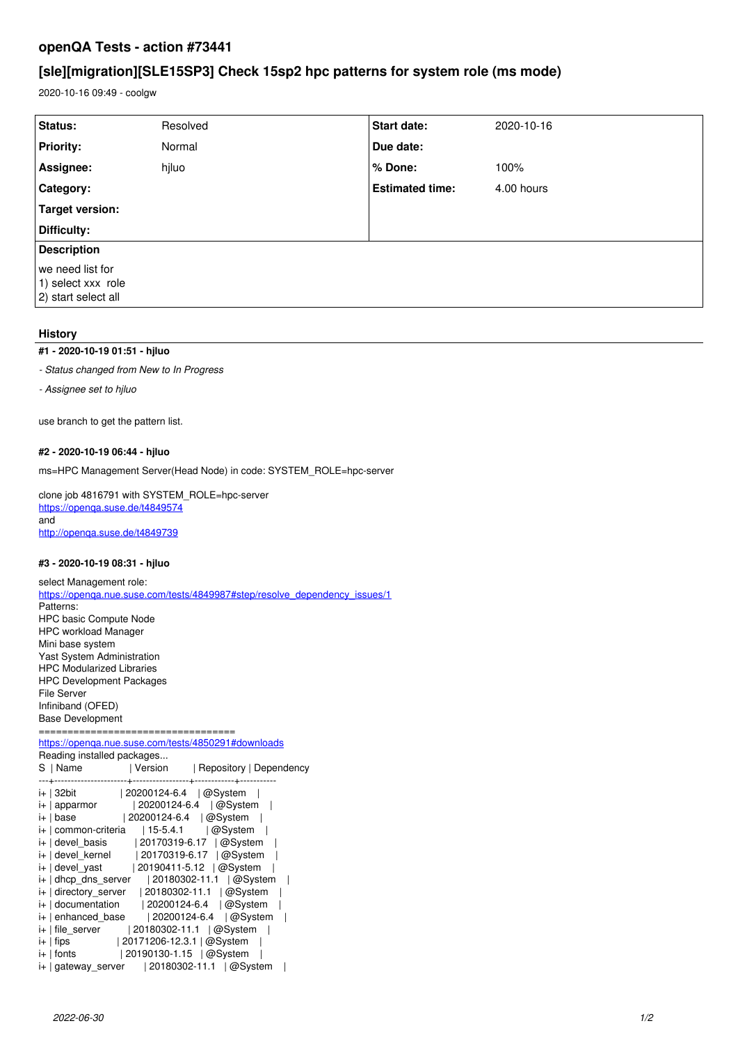# openQA Tests - action #73441

## [sle][migration][SLE15SP3] Check 15sp2 hpc patterns for system role (ms mode)

2020-10-16 09:49 - coolgw

| Status: | Resolved | Start date: | 2020-10-16 |
|---|---|---|---|
| Priority: | Normal | Due date: | |
| Assignee: | hjluo | % Done: | 100% |
| Category: | | Estimated time: | 4.00 hours |
| Target version: | | | |
| Difficulty: | | | |

**Description**

we need list for
1) select xxx role
2) start select all

### History

#### #1 - 2020-10-19 01:51 - hjluo

*- Status changed from New to In Progress*

*- Assignee set to hjluo*

use branch to get the pattern list.

#### #2 - 2020-10-19 06:44 - hjluo

ms=HPC Management Server(Head Node) in code: SYSTEM_ROLE=hpc-server

clone job 4816791 with SYSTEM_ROLE=hpc-server
https://openqa.suse.de/t4849574
and
http://openqa.suse.de/t4849739

#### #3 - 2020-10-19 08:31 - hjluo

select Management role:
https://openqa.nue.suse.com/tests/4849987#step/resolve_dependency_issues/1
Patterns:
HPC basic Compute Node
HPC workload Manager
Mini base system
Yast System Administration
HPC Modularized Libraries
HPC Development Packages
File Server
Infiniband (OFED)
Base Development
==================================
https://openqa.nue.suse.com/tests/4850291#downloads

```
Reading installed packages...
S  | Name             | Version         | Repository | Dependency
---+------------------+-----------------+------------+-----------
i+ | 32bit            | 20200124-6.4    | @System    |
i+ | apparmor         | 20200124-6.4    | @System    |
i+ | base             | 20200124-6.4    | @System    |
i+ | common-criteria  | 15-5.4.1        | @System    |
i+ | devel_basis      | 20170319-6.17   | @System    |
i+ | devel_kernel     | 20170319-6.17   | @System    |
i+ | devel_yast       | 20190411-5.12   | @System    |
i+ | dhcp_dns_server  | 20180302-11.1   | @System    |
i+ | directory_server | 20180302-11.1   | @System    |
i+ | documentation    | 20200124-6.4    | @System    |
i+ | enhanced_base    | 20200124-6.4    | @System    |
i+ | file_server      | 20180302-11.1   | @System    |
i+ | fips             | 20171206-12.3.1 | @System    |
i+ | fonts            | 20190130-1.15   | @System    |
i+ | gateway_server   | 20180302-11.1   | @System    |
```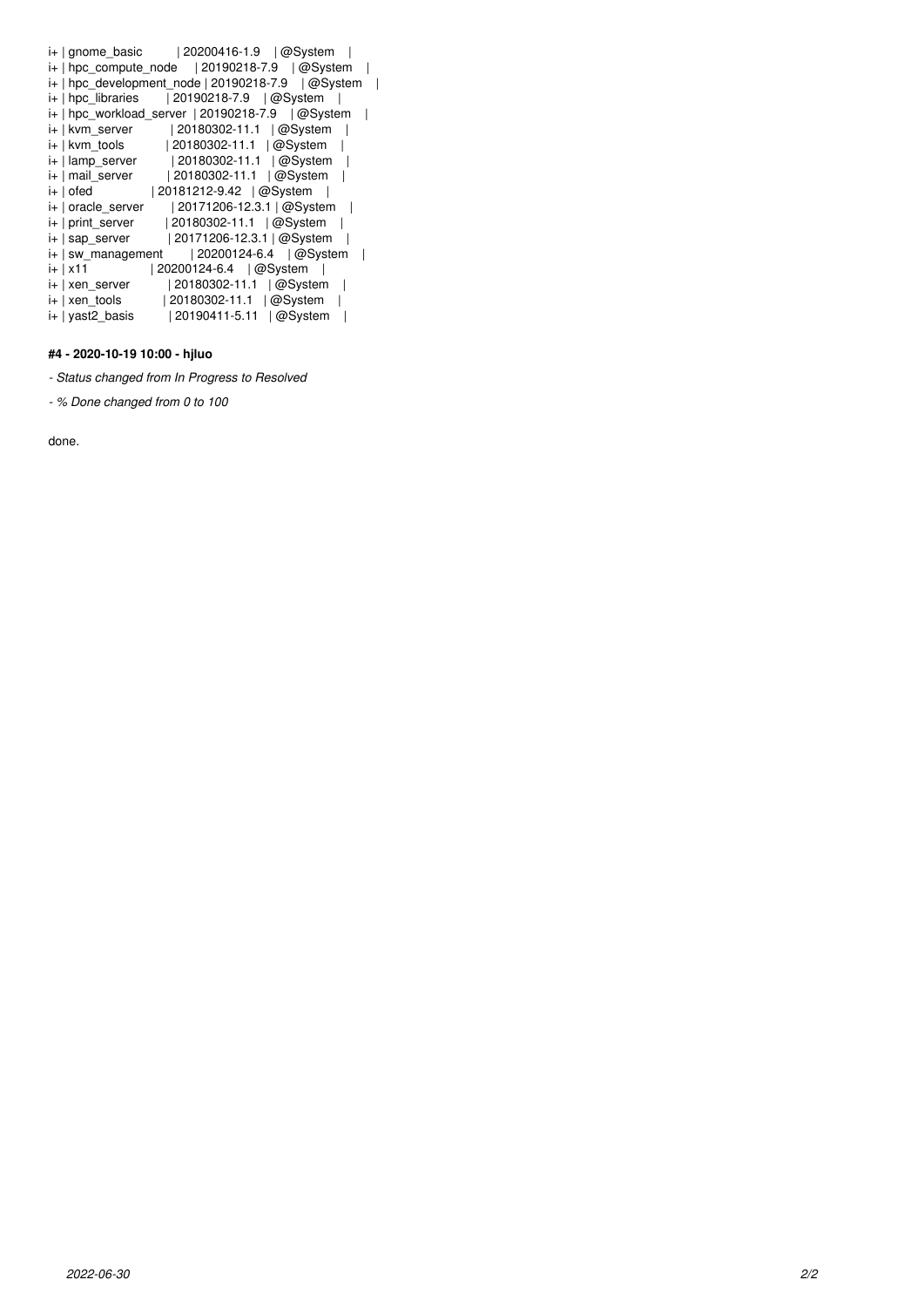```
i+ | gnome_basic         | 20200416-1.9    | @System    |
i+ | hpc_compute_node     | 20190218-7.9    | @System    |
i+ | hpc_development_node | 20190218-7.9    | @System    |
i+ | hpc_libraries        | 20190218-7.9    | @System    |
i+ | hpc_workload_server  | 20190218-7.9    | @System    |
i+ | kvm_server           | 20180302-11.1   | @System    |
i+ | kvm_tools            | 20180302-11.1   | @System    |
i+ | lamp_server          | 20180302-11.1   | @System    |
i+ | mail_server          | 20180302-11.1   | @System    |
i+ | ofed                 | 20181212-9.42   | @System    |
i+ | oracle_server        | 20171206-12.3.1 | @System    |
i+ | print_server         | 20180302-11.1   | @System    |
i+ | sap_server           | 20171206-12.3.1 | @System    |
i+ | sw_management        | 20200124-6.4    | @System    |
i+ | x11                  | 20200124-6.4    | @System    |
i+ | xen_server           | 20180302-11.1   | @System    |
i+ | xen_tools            | 20180302-11.1   | @System    |
i+ | yast2_basis          | 20190411-5.11   | @System    |
```

#### #4 - 2020-10-19 10:00 - hjluo

- *Status changed from In Progress to Resolved*
- *% Done changed from 0 to 100*

done.